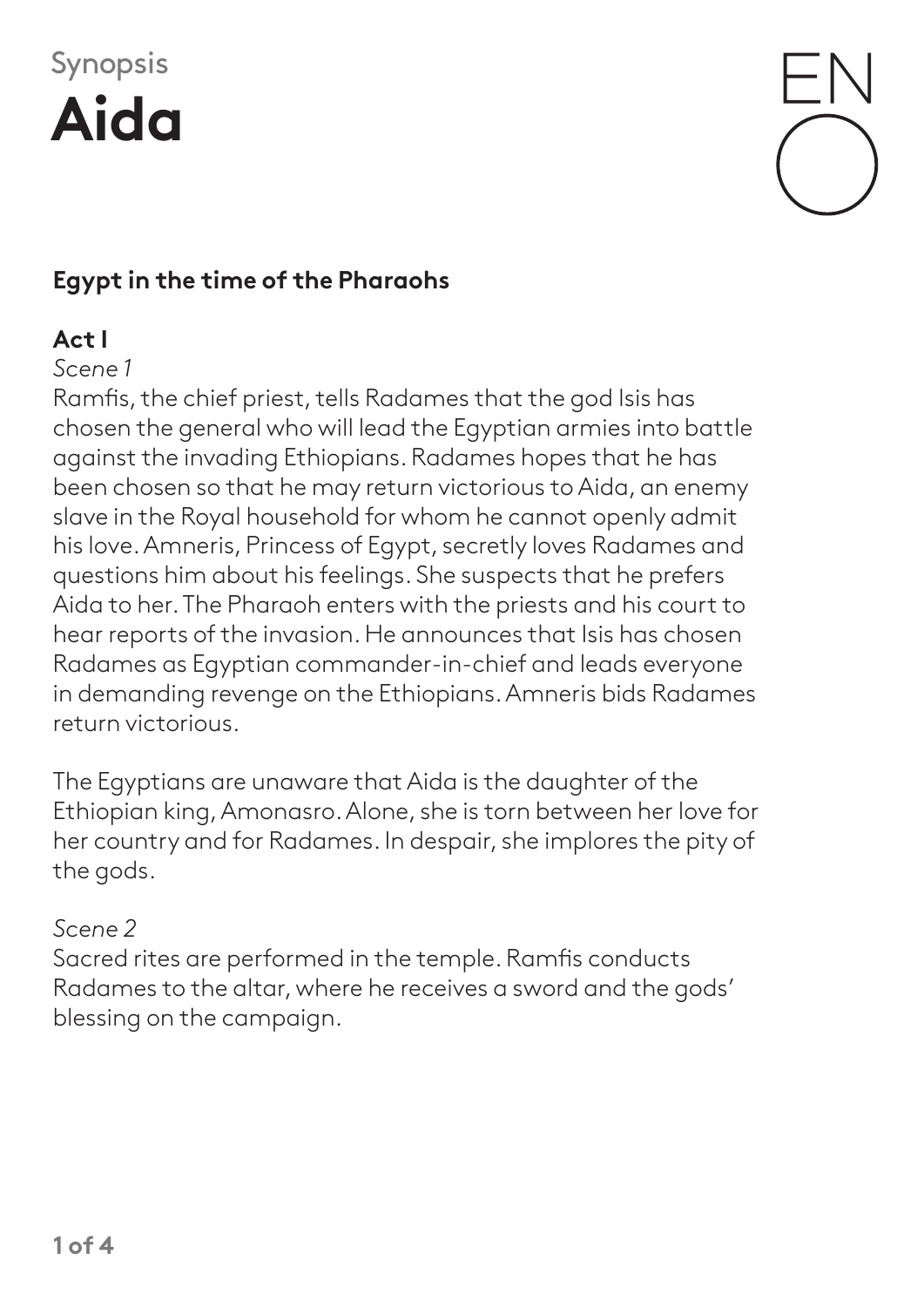Synopsis

# Aida

## Egypt in the time of the Pharaohs

### Act I

*Scene 1*

Ramfis, the chief priest, tells Radames that the god Isis has chosen the general who will lead the Egyptian armies into battle against the invading Ethiopians. Radames hopes that he has been chosen so that he may return victorious to Aida, an enemy slave in the Royal household for whom he cannot openly admit his love. Amneris, Princess of Egypt, secretly loves Radames and questions him about his feelings. She suspects that he prefers Aida to her. The Pharaoh enters with the priests and his court to hear reports of the invasion. He announces that Isis has chosen Radames as Egyptian commander-in-chief and leads everyone in demanding revenge on the Ethiopians. Amneris bids Radames return victorious.

The Egyptians are unaware that Aida is the daughter of the Ethiopian king, Amonasro. Alone, she is torn between her love for her country and for Radames. In despair, she implores the pity of the gods.

*Scene 2*

Sacred rites are performed in the temple. Ramfis conducts Radames to the altar, where he receives a sword and the gods' blessing on the campaign.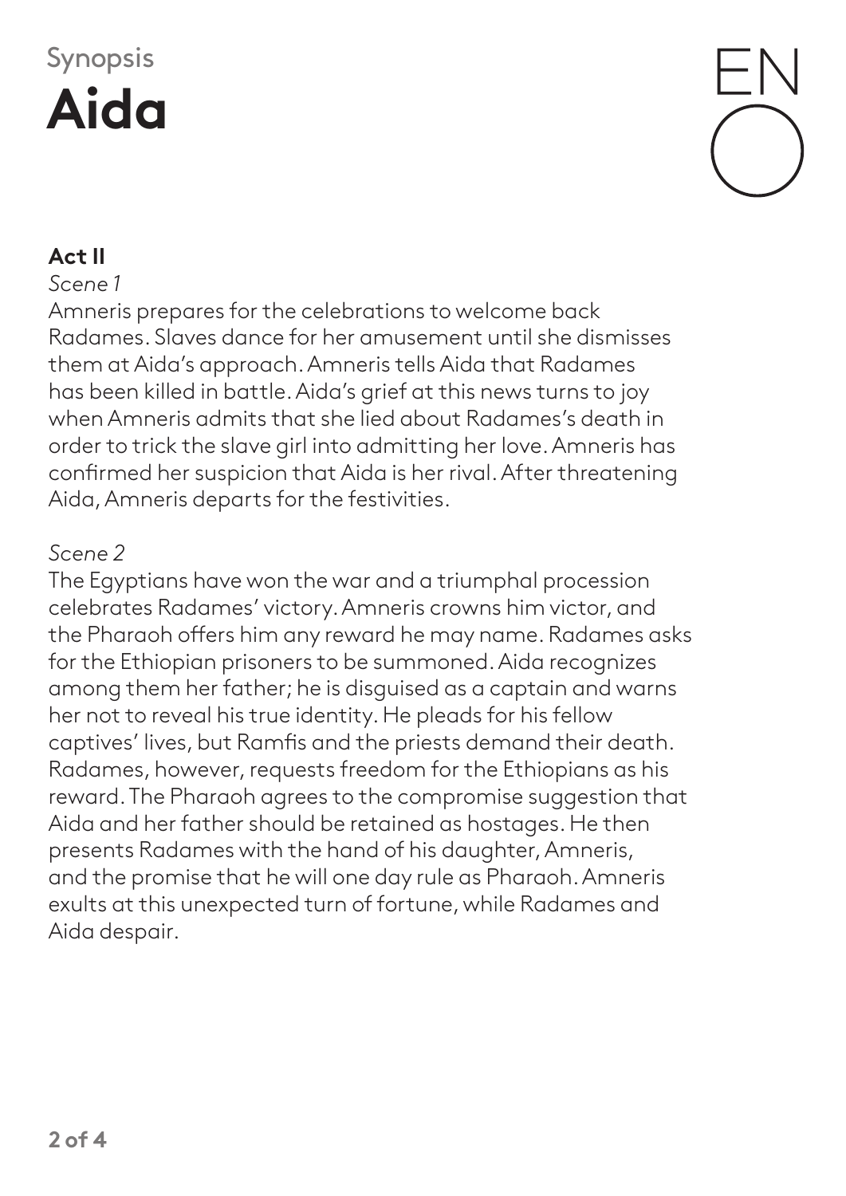Synopsis

# Aida

## Act II

*Scene 1*

Amneris prepares for the celebrations to welcome back Radames. Slaves dance for her amusement until she dismisses them at Aida's approach. Amneris tells Aida that Radames has been killed in battle. Aida's grief at this news turns to joy when Amneris admits that she lied about Radames's death in order to trick the slave girl into admitting her love. Amneris has confirmed her suspicion that Aida is her rival. After threatening Aida, Amneris departs for the festivities.

*Scene 2*

The Egyptians have won the war and a triumphal procession celebrates Radames' victory. Amneris crowns him victor, and the Pharaoh offers him any reward he may name. Radames asks for the Ethiopian prisoners to be summoned. Aida recognizes among them her father; he is disguised as a captain and warns her not to reveal his true identity. He pleads for his fellow captives' lives, but Ramfis and the priests demand their death. Radames, however, requests freedom for the Ethiopians as his reward. The Pharaoh agrees to the compromise suggestion that Aida and her father should be retained as hostages. He then presents Radames with the hand of his daughter, Amneris, and the promise that he will one day rule as Pharaoh. Amneris exults at this unexpected turn of fortune, while Radames and Aida despair.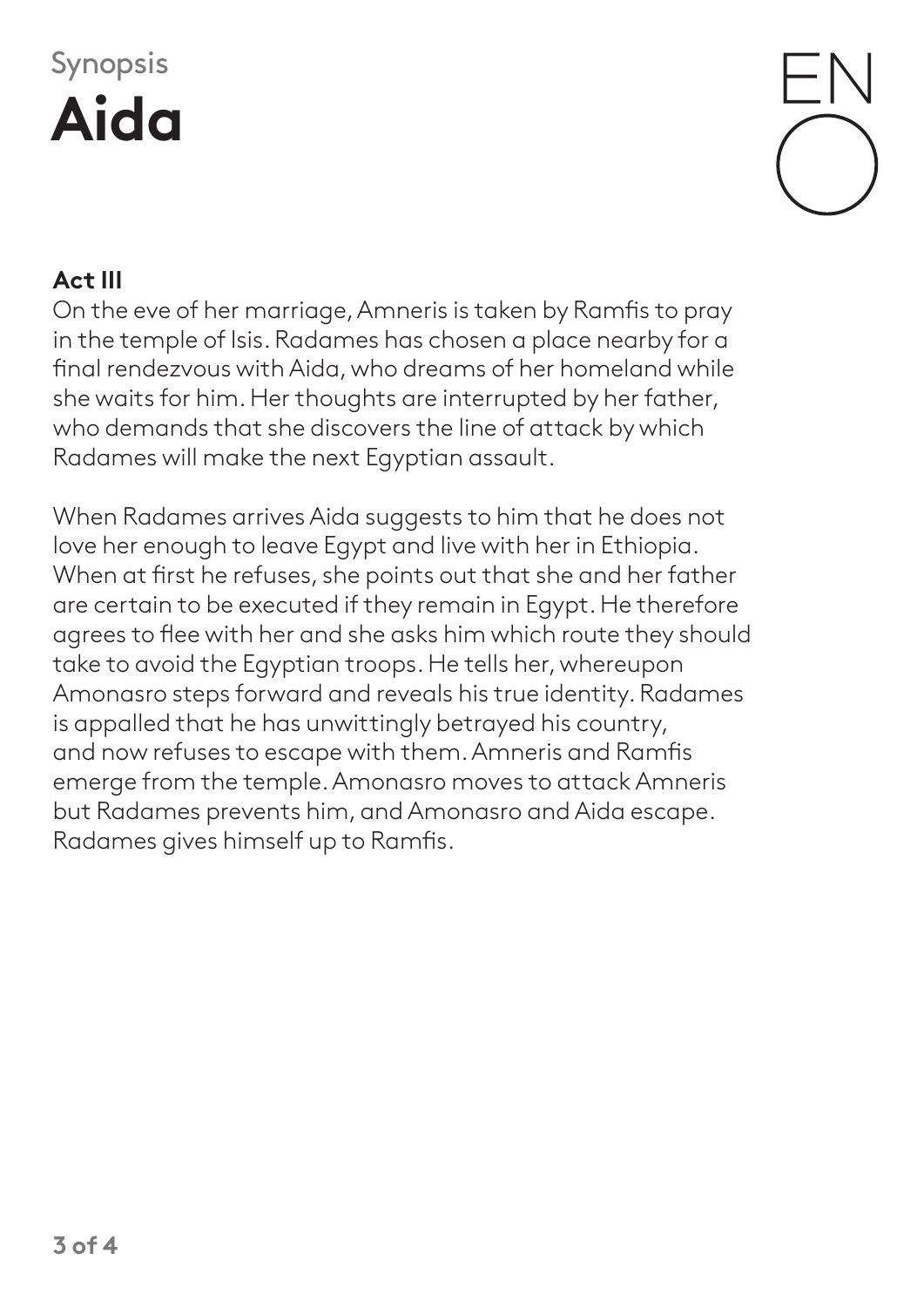Synopsis

# Aida

## Act III

On the eve of her marriage, Amneris is taken by Ramfis to pray in the temple of Isis. Radames has chosen a place nearby for a final rendezvous with Aida, who dreams of her homeland while she waits for him. Her thoughts are interrupted by her father, who demands that she discovers the line of attack by which Radames will make the next Egyptian assault.

When Radames arrives Aida suggests to him that he does not love her enough to leave Egypt and live with her in Ethiopia. When at first he refuses, she points out that she and her father are certain to be executed if they remain in Egypt. He therefore agrees to flee with her and she asks him which route they should take to avoid the Egyptian troops. He tells her, whereupon Amonasro steps forward and reveals his true identity. Radames is appalled that he has unwittingly betrayed his country, and now refuses to escape with them. Amneris and Ramfis emerge from the temple. Amonasro moves to attack Amneris but Radames prevents him, and Amonasro and Aida escape. Radames gives himself up to Ramfis.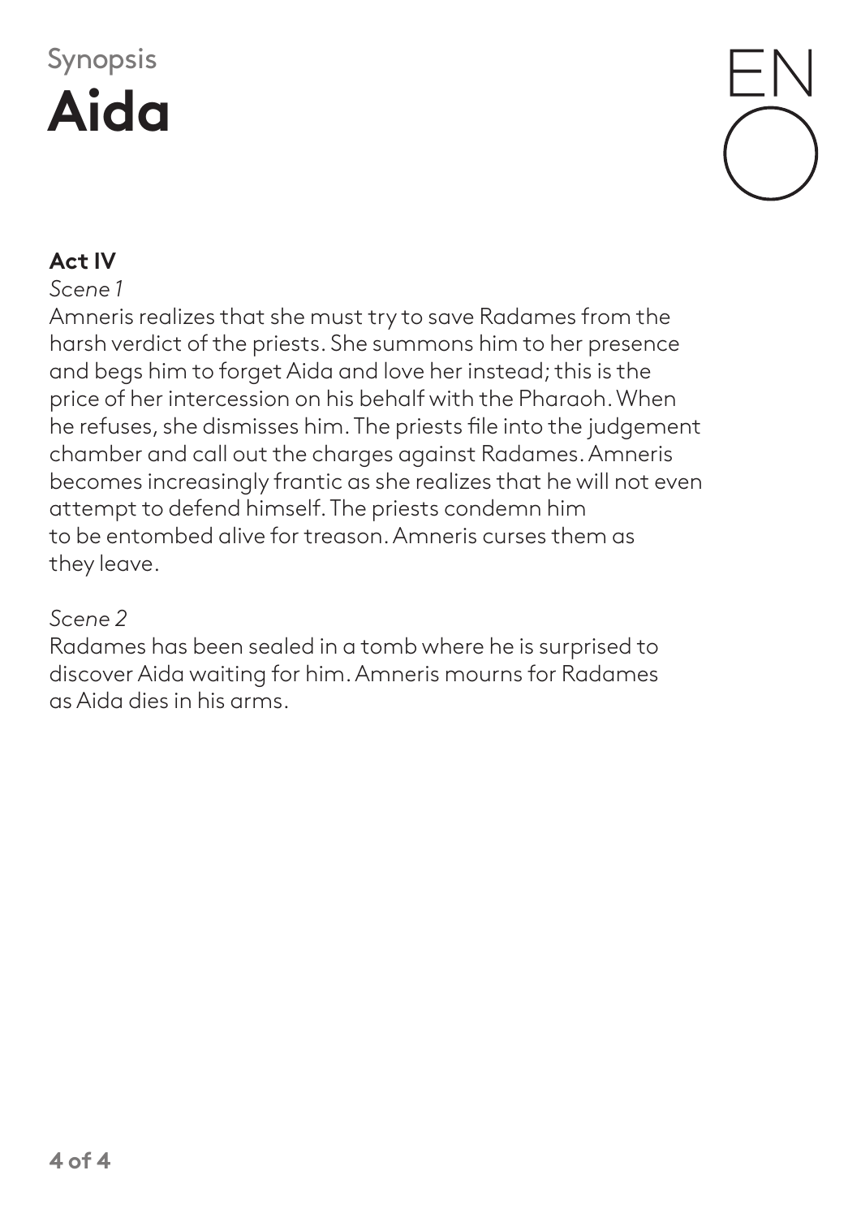Synopsis

# Aida

## Act IV

*Scene 1*

Amneris realizes that she must try to save Radames from the harsh verdict of the priests. She summons him to her presence and begs him to forget Aida and love her instead; this is the price of her intercession on his behalf with the Pharaoh. When he refuses, she dismisses him. The priests file into the judgement chamber and call out the charges against Radames. Amneris becomes increasingly frantic as she realizes that he will not even attempt to defend himself. The priests condemn him to be entombed alive for treason. Amneris curses them as they leave.

*Scene 2*

Radames has been sealed in a tomb where he is surprised to discover Aida waiting for him. Amneris mourns for Radames as Aida dies in his arms.